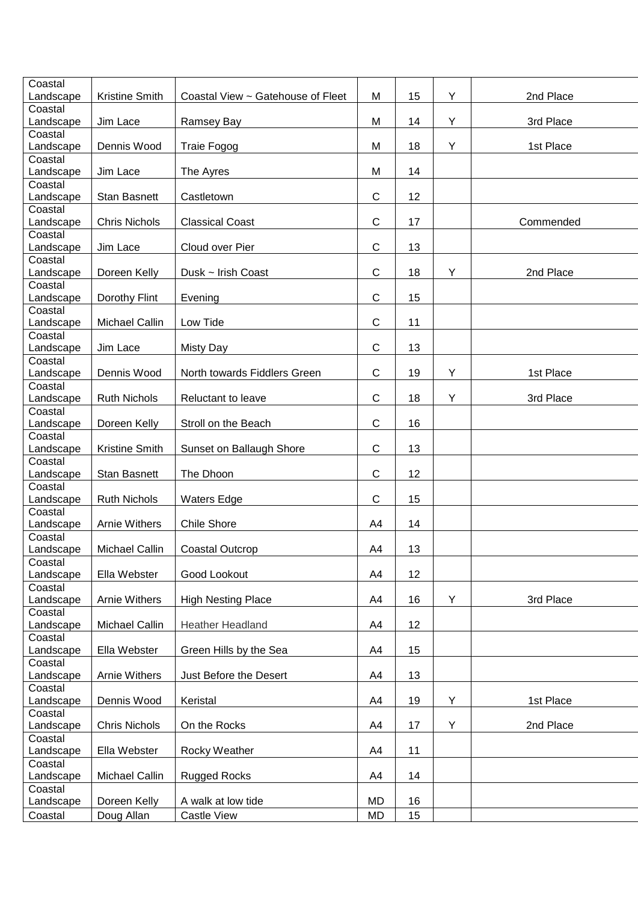| Coastal Landscape | Kristine Smith | Coastal View ~ Gatehouse of Fleet | M | 15 | Y | 2nd Place |
|---|---|---|---|---|---|---|
| Coastal Landscape | Jim Lace | Ramsey Bay | M | 14 | Y | 3rd Place |
| Coastal Landscape | Dennis Wood | Traie Fogog | M | 18 | Y | 1st Place |
| Coastal Landscape | Jim Lace | The Ayres | M | 14 | | |
| Coastal Landscape | Stan Basnett | Castletown | C | 12 | | |
| Coastal Landscape | Chris Nichols | Classical Coast | C | 17 | | Commended |
| Coastal Landscape | Jim Lace | Cloud over Pier | C | 13 | | |
| Coastal Landscape | Doreen Kelly | Dusk ~ Irish Coast | C | 18 | Y | 2nd Place |
| Coastal Landscape | Dorothy Flint | Evening | C | 15 | | |
| Coastal Landscape | Michael Callin | Low Tide | C | 11 | | |
| Coastal Landscape | Jim Lace | Misty Day | C | 13 | | |
| Coastal Landscape | Dennis Wood | North towards Fiddlers Green | C | 19 | Y | 1st Place |
| Coastal Landscape | Ruth Nichols | Reluctant to leave | C | 18 | Y | 3rd Place |
| Coastal Landscape | Doreen Kelly | Stroll on the Beach | C | 16 | | |
| Coastal Landscape | Kristine Smith | Sunset on Ballaugh Shore | C | 13 | | |
| Coastal Landscape | Stan Basnett | The Dhoon | C | 12 | | |
| Coastal Landscape | Ruth Nichols | Waters Edge | C | 15 | | |
| Coastal Landscape | Arnie Withers | Chile Shore | A4 | 14 | | |
| Coastal Landscape | Michael Callin | Coastal Outcrop | A4 | 13 | | |
| Coastal Landscape | Ella Webster | Good Lookout | A4 | 12 | | |
| Coastal Landscape | Arnie Withers | High Nesting Place | A4 | 16 | Y | 3rd Place |
| Coastal Landscape | Michael Callin | Heather Headland | A4 | 12 | | |
| Coastal Landscape | Ella Webster | Green Hills by the Sea | A4 | 15 | | |
| Coastal Landscape | Arnie Withers | Just Before the Desert | A4 | 13 | | |
| Coastal Landscape | Dennis Wood | Keristal | A4 | 19 | Y | 1st Place |
| Coastal Landscape | Chris Nichols | On the Rocks | A4 | 17 | Y | 2nd Place |
| Coastal Landscape | Ella Webster | Rocky Weather | A4 | 11 | | |
| Coastal Landscape | Michael Callin | Rugged Rocks | A4 | 14 | | |
| Coastal Landscape | Doreen Kelly | A walk at low tide | MD | 16 | | |
| Coastal | Doug Allan | Castle View | MD | 15 | | |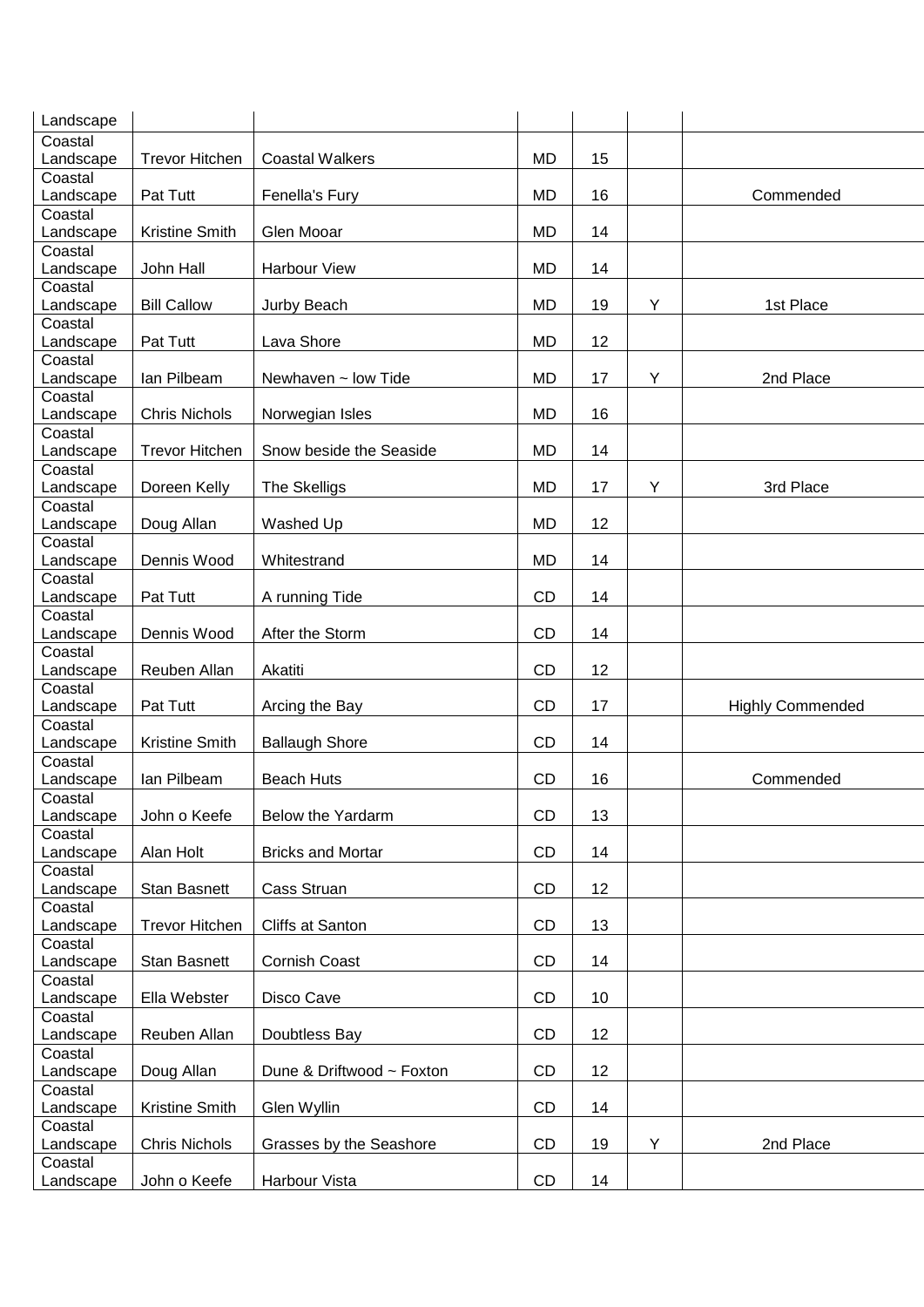| | | | | | | |
|---|---|---|---|---|---|---|
| Landscape | | | | | | |
| Coastal Landscape | Trevor Hitchen | Coastal Walkers | MD | 15 | | |
| Coastal Landscape | Pat Tutt | Fenella's Fury | MD | 16 | | Commended |
| Coastal Landscape | Kristine Smith | Glen Mooar | MD | 14 | | |
| Coastal Landscape | John Hall | Harbour View | MD | 14 | | |
| Coastal Landscape | Bill Callow | Jurby Beach | MD | 19 | Y | 1st Place |
| Coastal Landscape | Pat Tutt | Lava Shore | MD | 12 | | |
| Coastal Landscape | Ian Pilbeam | Newhaven ~ low Tide | MD | 17 | Y | 2nd Place |
| Coastal Landscape | Chris Nichols | Norwegian Isles | MD | 16 | | |
| Coastal Landscape | Trevor Hitchen | Snow beside the Seaside | MD | 14 | | |
| Coastal Landscape | Doreen Kelly | The Skelligs | MD | 17 | Y | 3rd Place |
| Coastal Landscape | Doug Allan | Washed Up | MD | 12 | | |
| Coastal Landscape | Dennis Wood | Whitestrand | MD | 14 | | |
| Coastal Landscape | Pat Tutt | A running Tide | CD | 14 | | |
| Coastal Landscape | Dennis Wood | After the Storm | CD | 14 | | |
| Coastal Landscape | Reuben Allan | Akatiti | CD | 12 | | |
| Coastal Landscape | Pat Tutt | Arcing the Bay | CD | 17 | | Highly Commended |
| Coastal Landscape | Kristine Smith | Ballaugh Shore | CD | 14 | | |
| Coastal Landscape | Ian Pilbeam | Beach Huts | CD | 16 | | Commended |
| Coastal Landscape | John o Keefe | Below the Yardarm | CD | 13 | | |
| Coastal Landscape | Alan Holt | Bricks and Mortar | CD | 14 | | |
| Coastal Landscape | Stan Basnett | Cass Struan | CD | 12 | | |
| Coastal Landscape | Trevor Hitchen | Cliffs at Santon | CD | 13 | | |
| Coastal Landscape | Stan Basnett | Cornish Coast | CD | 14 | | |
| Coastal Landscape | Ella Webster | Disco Cave | CD | 10 | | |
| Coastal Landscape | Reuben Allan | Doubtless Bay | CD | 12 | | |
| Coastal Landscape | Doug Allan | Dune & Driftwood ~ Foxton | CD | 12 | | |
| Coastal Landscape | Kristine Smith | Glen Wyllin | CD | 14 | | |
| Coastal Landscape | Chris Nichols | Grasses by the Seashore | CD | 19 | Y | 2nd Place |
| Coastal Landscape | John o Keefe | Harbour Vista | CD | 14 | | |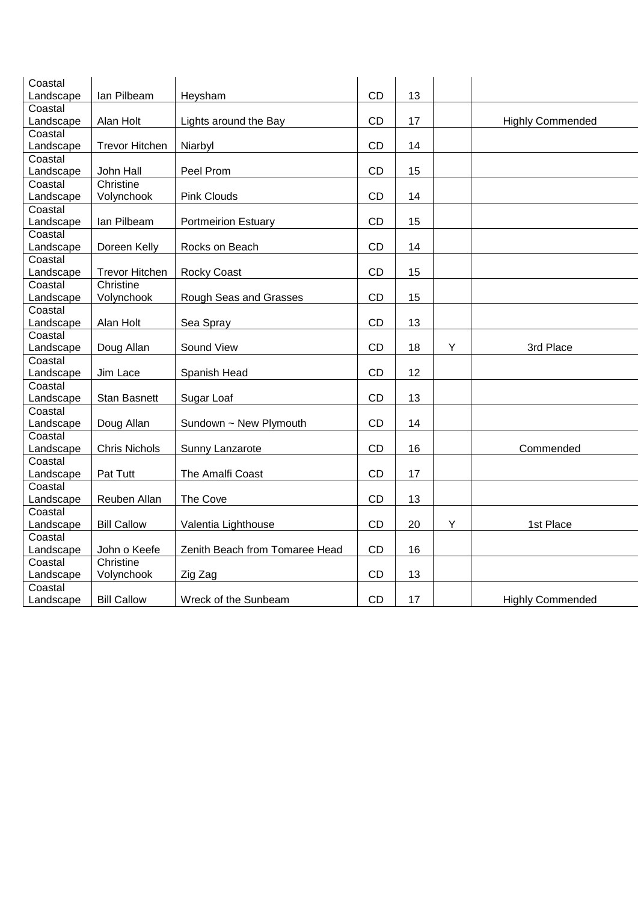| | | | | | | |
|---|---|---|---|---|---|---|
| Coastal Landscape | Ian Pilbeam | Heysham | CD | 13 | | |
| Coastal Landscape | Alan Holt | Lights around the Bay | CD | 17 | | Highly Commended |
| Coastal Landscape | Trevor Hitchen | Niarbyl | CD | 14 | | |
| Coastal Landscape | John Hall | Peel Prom | CD | 15 | | |
| Coastal Landscape | Christine Volynchook | Pink Clouds | CD | 14 | | |
| Coastal Landscape | Ian Pilbeam | Portmeirion Estuary | CD | 15 | | |
| Coastal Landscape | Doreen Kelly | Rocks on Beach | CD | 14 | | |
| Coastal Landscape | Trevor Hitchen | Rocky Coast | CD | 15 | | |
| Coastal Landscape | Christine Volynchook | Rough Seas and Grasses | CD | 15 | | |
| Coastal Landscape | Alan Holt | Sea Spray | CD | 13 | | |
| Coastal Landscape | Doug Allan | Sound View | CD | 18 | Y | 3rd Place |
| Coastal Landscape | Jim Lace | Spanish Head | CD | 12 | | |
| Coastal Landscape | Stan Basnett | Sugar Loaf | CD | 13 | | |
| Coastal Landscape | Doug Allan | Sundown ~ New Plymouth | CD | 14 | | |
| Coastal Landscape | Chris Nichols | Sunny Lanzarote | CD | 16 | | Commended |
| Coastal Landscape | Pat Tutt | The Amalfi Coast | CD | 17 | | |
| Coastal Landscape | Reuben Allan | The Cove | CD | 13 | | |
| Coastal Landscape | Bill Callow | Valentia Lighthouse | CD | 20 | Y | 1st Place |
| Coastal Landscape | John o Keefe | Zenith Beach from Tomaree Head | CD | 16 | | |
| Coastal Landscape | Christine Volynchook | Zig Zag | CD | 13 | | |
| Coastal Landscape | Bill Callow | Wreck of the Sunbeam | CD | 17 | | Highly Commended |